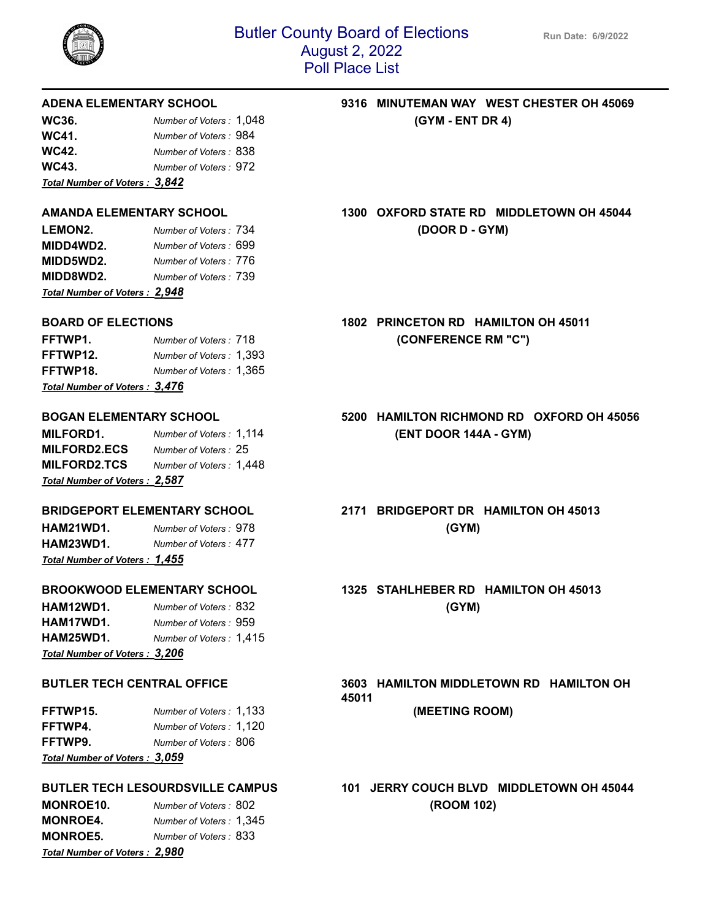# Butler County Board of Elections
## August 2, 2022
## Poll Place List

Run Date: 6/9/2022

---

### ADENA ELEMENTARY SCHOOL

**9316 MINUTEMAN WAY WEST CHESTER OH 45069**
**(GYM - ENT DR 4)**

**WC36.** *Number of Voters :* 1,048
**WC41.** *Number of Voters :* 984
**WC42.** *Number of Voters :* 838
**WC43.** *Number of Voters :* 972
***Total Number of Voters : 3,842***

### AMANDA ELEMENTARY SCHOOL

**1300 OXFORD STATE RD MIDDLETOWN OH 45044**
**(DOOR D - GYM)**

**LEMON2.** *Number of Voters :* 734
**MIDD4WD2.** *Number of Voters :* 699
**MIDD5WD2.** *Number of Voters :* 776
**MIDD8WD2.** *Number of Voters :* 739
***Total Number of Voters : 2,948***

### BOARD OF ELECTIONS

**1802 PRINCETON RD HAMILTON OH 45011**
**(CONFERENCE RM "C")**

**FFTWP1.** *Number of Voters :* 718
**FFTWP12.** *Number of Voters :* 1,393
**FFTWP18.** *Number of Voters :* 1,365
***Total Number of Voters : 3,476***

### BOGAN ELEMENTARY SCHOOL

**5200 HAMILTON RICHMOND RD OXFORD OH 45056**
**(ENT DOOR 144A - GYM)**

**MILFORD1.** *Number of Voters :* 1,114
**MILFORD2.ECS** *Number of Voters :* 25
**MILFORD2.TCS** *Number of Voters :* 1,448
***Total Number of Voters : 2,587***

### BRIDGEPORT ELEMENTARY SCHOOL

**2171 BRIDGEPORT DR HAMILTON OH 45013**
**(GYM)**

**HAM21WD1.** *Number of Voters :* 978
**HAM23WD1.** *Number of Voters :* 477
***Total Number of Voters : 1,455***

### BROOKWOOD ELEMENTARY SCHOOL

**1325 STAHLHEBER RD HAMILTON OH 45013**
**(GYM)**

**HAM12WD1.** *Number of Voters :* 832
**HAM17WD1.** *Number of Voters :* 959
**HAM25WD1.** *Number of Voters :* 1,415
***Total Number of Voters : 3,206***

### BUTLER TECH CENTRAL OFFICE

**3603 HAMILTON MIDDLETOWN RD HAMILTON OH 45011**
**(MEETING ROOM)**

**FFTWP15.** *Number of Voters :* 1,133
**FFTWP4.** *Number of Voters :* 1,120
**FFTWP9.** *Number of Voters :* 806
***Total Number of Voters : 3,059***

### BUTLER TECH LESOURDSVILLE CAMPUS

**101 JERRY COUCH BLVD MIDDLETOWN OH 45044**
**(ROOM 102)**

**MONROE10.** *Number of Voters :* 802
**MONROE4.** *Number of Voters :* 1,345
**MONROE5.** *Number of Voters :* 833
***Total Number of Voters : 2,980***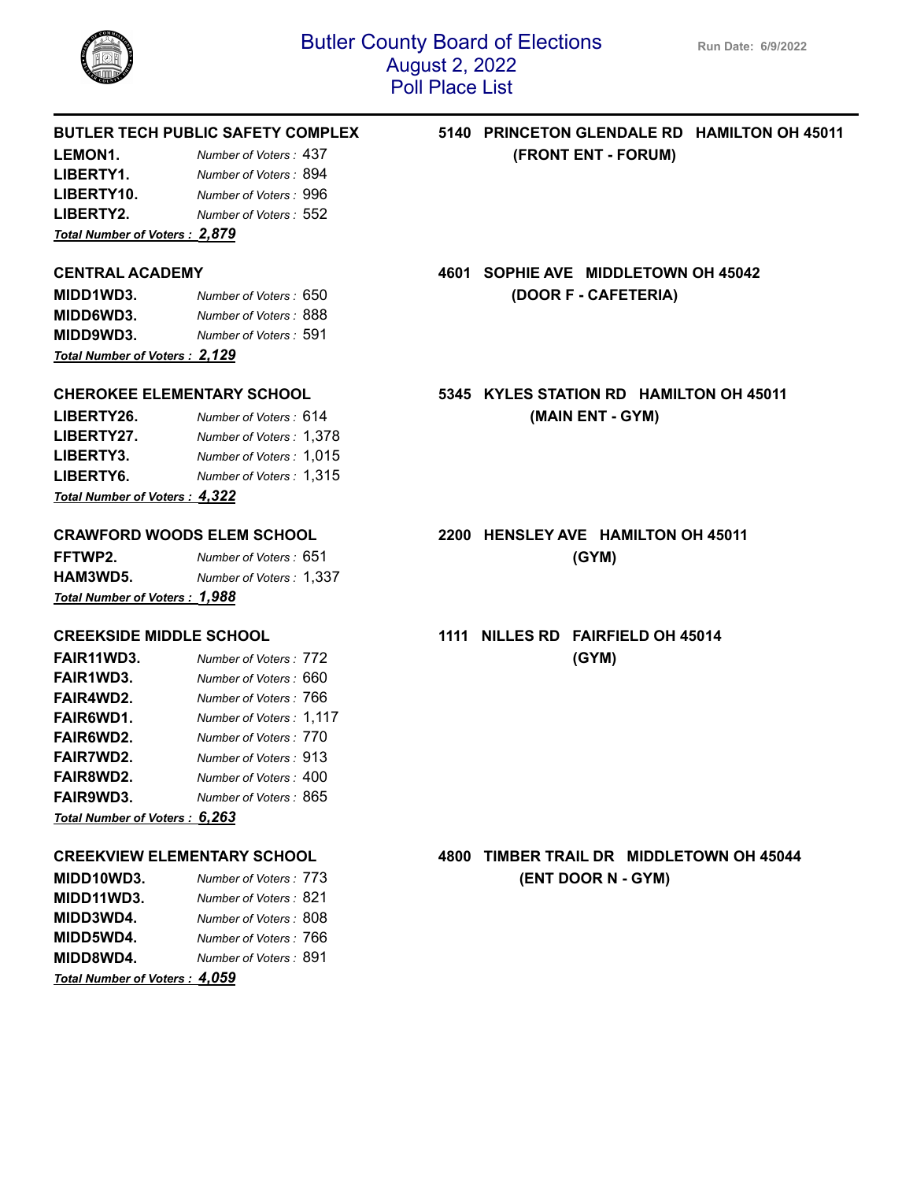# Butler County Board of Elections
## August 2, 2022
## Poll Place List

Run Date: 6/9/2022

### BUTLER TECH PUBLIC SAFETY COMPLEX

**5140 PRINCETON GLENDALE RD HAMILTON OH 45011**
**(FRONT ENT - FORUM)**

| Precinct | Number of Voters |
|---|---|
| **LEMON1.** | *Number of Voters :* 437 |
| **LIBERTY1.** | *Number of Voters :* 894 |
| **LIBERTY10.** | *Number of Voters :* 996 |
| **LIBERTY2.** | *Number of Voters :* 552 |

***Total Number of Voters : 2,879***

### CENTRAL ACADEMY

**4601 SOPHIE AVE MIDDLETOWN OH 45042**
**(DOOR F - CAFETERIA)**

| Precinct | Number of Voters |
|---|---|
| **MIDD1WD3.** | *Number of Voters :* 650 |
| **MIDD6WD3.** | *Number of Voters :* 888 |
| **MIDD9WD3.** | *Number of Voters :* 591 |

***Total Number of Voters : 2,129***

### CHEROKEE ELEMENTARY SCHOOL

**5345 KYLES STATION RD HAMILTON OH 45011**
**(MAIN ENT - GYM)**

| Precinct | Number of Voters |
|---|---|
| **LIBERTY26.** | *Number of Voters :* 614 |
| **LIBERTY27.** | *Number of Voters :* 1,378 |
| **LIBERTY3.** | *Number of Voters :* 1,015 |
| **LIBERTY6.** | *Number of Voters :* 1,315 |

***Total Number of Voters : 4,322***

### CRAWFORD WOODS ELEM SCHOOL

**2200 HENSLEY AVE HAMILTON OH 45011**
**(GYM)**

| Precinct | Number of Voters |
|---|---|
| **FFTWP2.** | *Number of Voters :* 651 |
| **HAM3WD5.** | *Number of Voters :* 1,337 |

***Total Number of Voters : 1,988***

### CREEKSIDE MIDDLE SCHOOL

**1111 NILLES RD FAIRFIELD OH 45014**
**(GYM)**

| Precinct | Number of Voters |
|---|---|
| **FAIR11WD3.** | *Number of Voters :* 772 |
| **FAIR1WD3.** | *Number of Voters :* 660 |
| **FAIR4WD2.** | *Number of Voters :* 766 |
| **FAIR6WD1.** | *Number of Voters :* 1,117 |
| **FAIR6WD2.** | *Number of Voters :* 770 |
| **FAIR7WD2.** | *Number of Voters :* 913 |
| **FAIR8WD2.** | *Number of Voters :* 400 |
| **FAIR9WD3.** | *Number of Voters :* 865 |

***Total Number of Voters : 6,263***

### CREEKVIEW ELEMENTARY SCHOOL

**4800 TIMBER TRAIL DR MIDDLETOWN OH 45044**
**(ENT DOOR N - GYM)**

| Precinct | Number of Voters |
|---|---|
| **MIDD10WD3.** | *Number of Voters :* 773 |
| **MIDD11WD3.** | *Number of Voters :* 821 |
| **MIDD3WD4.** | *Number of Voters :* 808 |
| **MIDD5WD4.** | *Number of Voters :* 766 |
| **MIDD8WD4.** | *Number of Voters :* 891 |

***Total Number of Voters : 4,059***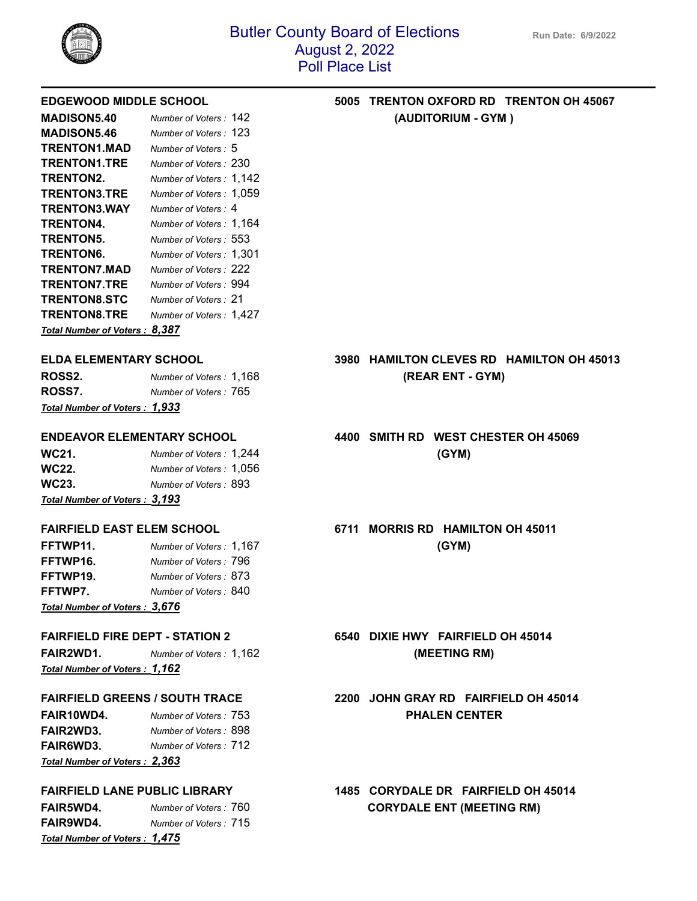# Butler County Board of Elections
## August 2, 2022
## Poll Place List

Run Date: 6/9/2022

### EDGEWOOD MIDDLE SCHOOL

5005 TRENTON OXFORD RD TRENTON OH 45067
(AUDITORIUM - GYM )

| Precinct | Number of Voters |
|---|---|
| **MADISON5.40** | *Number of Voters :* 142 |
| **MADISON5.46** | *Number of Voters :* 123 |
| **TRENTON1.MAD** | *Number of Voters :* 5 |
| **TRENTON1.TRE** | *Number of Voters :* 230 |
| **TRENTON2.** | *Number of Voters :* 1,142 |
| **TRENTON3.TRE** | *Number of Voters :* 1,059 |
| **TRENTON3.WAY** | *Number of Voters :* 4 |
| **TRENTON4.** | *Number of Voters :* 1,164 |
| **TRENTON5.** | *Number of Voters :* 553 |
| **TRENTON6.** | *Number of Voters :* 1,301 |
| **TRENTON7.MAD** | *Number of Voters :* 222 |
| **TRENTON7.TRE** | *Number of Voters :* 994 |
| **TRENTON8.STC** | *Number of Voters :* 21 |
| **TRENTON8.TRE** | *Number of Voters :* 1,427 |

***Total Number of Voters : 8,387***

### ELDA ELEMENTARY SCHOOL

3980 HAMILTON CLEVES RD HAMILTON OH 45013
(REAR ENT - GYM)

| Precinct | Number of Voters |
|---|---|
| **ROSS2.** | *Number of Voters :* 1,168 |
| **ROSS7.** | *Number of Voters :* 765 |

***Total Number of Voters : 1,933***

### ENDEAVOR ELEMENTARY SCHOOL

4400 SMITH RD WEST CHESTER OH 45069
(GYM)

| Precinct | Number of Voters |
|---|---|
| **WC21.** | *Number of Voters :* 1,244 |
| **WC22.** | *Number of Voters :* 1,056 |
| **WC23.** | *Number of Voters :* 893 |

***Total Number of Voters : 3,193***

### FAIRFIELD EAST ELEM SCHOOL

6711 MORRIS RD HAMILTON OH 45011
(GYM)

| Precinct | Number of Voters |
|---|---|
| **FFTWP11.** | *Number of Voters :* 1,167 |
| **FFTWP16.** | *Number of Voters :* 796 |
| **FFTWP19.** | *Number of Voters :* 873 |
| **FFTWP7.** | *Number of Voters :* 840 |

***Total Number of Voters : 3,676***

### FAIRFIELD FIRE DEPT - STATION 2

6540 DIXIE HWY FAIRFIELD OH 45014
(MEETING RM)

| Precinct | Number of Voters |
|---|---|
| **FAIR2WD1.** | *Number of Voters :* 1,162 |

***Total Number of Voters : 1,162***

### FAIRFIELD GREENS / SOUTH TRACE

2200 JOHN GRAY RD FAIRFIELD OH 45014
PHALEN CENTER

| Precinct | Number of Voters |
|---|---|
| **FAIR10WD4.** | *Number of Voters :* 753 |
| **FAIR2WD3.** | *Number of Voters :* 898 |
| **FAIR6WD3.** | *Number of Voters :* 712 |

***Total Number of Voters : 2,363***

### FAIRFIELD LANE PUBLIC LIBRARY

1485 CORYDALE DR FAIRFIELD OH 45014
CORYDALE ENT (MEETING RM)

| Precinct | Number of Voters |
|---|---|
| **FAIR5WD4.** | *Number of Voters :* 760 |
| **FAIR9WD4.** | *Number of Voters :* 715 |

***Total Number of Voters : 1,475***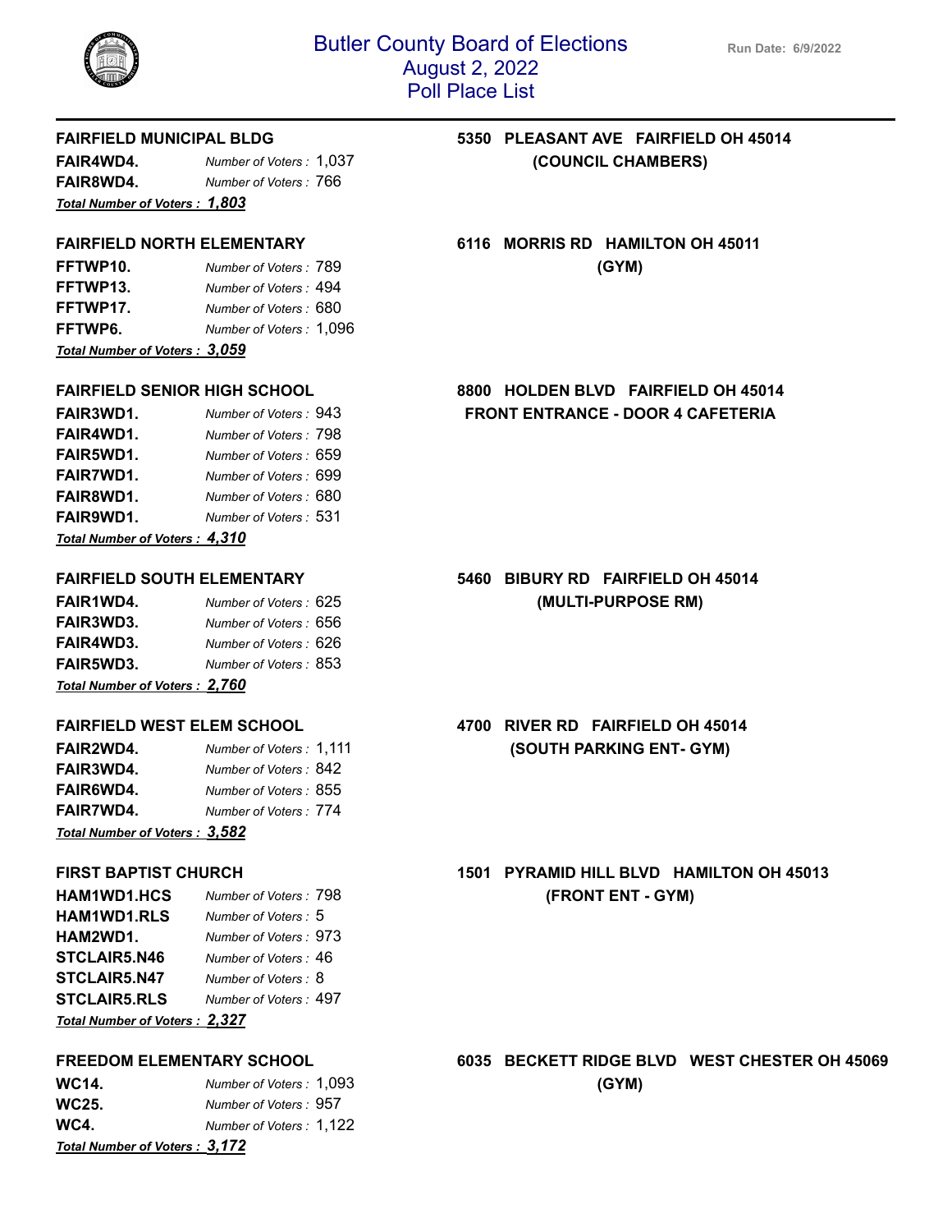# Butler County Board of Elections
## August 2, 2022
## Poll Place List

Run Date: 6/9/2022

---

**FAIRFIELD MUNICIPAL BLDG** — **5350 PLEASANT AVE FAIRFIELD OH 45014 (COUNCIL CHAMBERS)**

| Precinct | Number of Voters |
|---|---|
| **FAIR4WD4.** | *Number of Voters :* 1,037 |
| **FAIR8WD4.** | *Number of Voters :* 766 |

***Total Number of Voters : 1,803***

**FAIRFIELD NORTH ELEMENTARY** — **6116 MORRIS RD HAMILTON OH 45011 (GYM)**

| Precinct | Number of Voters |
|---|---|
| **FFTWP10.** | *Number of Voters :* 789 |
| **FFTWP13.** | *Number of Voters :* 494 |
| **FFTWP17.** | *Number of Voters :* 680 |
| **FFTWP6.** | *Number of Voters :* 1,096 |

***Total Number of Voters : 3,059***

**FAIRFIELD SENIOR HIGH SCHOOL** — **8800 HOLDEN BLVD FAIRFIELD OH 45014 FRONT ENTRANCE - DOOR 4 CAFETERIA**

| Precinct | Number of Voters |
|---|---|
| **FAIR3WD1.** | *Number of Voters :* 943 |
| **FAIR4WD1.** | *Number of Voters :* 798 |
| **FAIR5WD1.** | *Number of Voters :* 659 |
| **FAIR7WD1.** | *Number of Voters :* 699 |
| **FAIR8WD1.** | *Number of Voters :* 680 |
| **FAIR9WD1.** | *Number of Voters :* 531 |

***Total Number of Voters : 4,310***

**FAIRFIELD SOUTH ELEMENTARY** — **5460 BIBURY RD FAIRFIELD OH 45014 (MULTI-PURPOSE RM)**

| Precinct | Number of Voters |
|---|---|
| **FAIR1WD4.** | *Number of Voters :* 625 |
| **FAIR3WD3.** | *Number of Voters :* 656 |
| **FAIR4WD3.** | *Number of Voters :* 626 |
| **FAIR5WD3.** | *Number of Voters :* 853 |

***Total Number of Voters : 2,760***

**FAIRFIELD WEST ELEM SCHOOL** — **4700 RIVER RD FAIRFIELD OH 45014 (SOUTH PARKING ENT- GYM)**

| Precinct | Number of Voters |
|---|---|
| **FAIR2WD4.** | *Number of Voters :* 1,111 |
| **FAIR3WD4.** | *Number of Voters :* 842 |
| **FAIR6WD4.** | *Number of Voters :* 855 |
| **FAIR7WD4.** | *Number of Voters :* 774 |

***Total Number of Voters : 3,582***

**FIRST BAPTIST CHURCH** — **1501 PYRAMID HILL BLVD HAMILTON OH 45013 (FRONT ENT - GYM)**

| Precinct | Number of Voters |
|---|---|
| **HAM1WD1.HCS** | *Number of Voters :* 798 |
| **HAM1WD1.RLS** | *Number of Voters :* 5 |
| **HAM2WD1.** | *Number of Voters :* 973 |
| **STCLAIR5.N46** | *Number of Voters :* 46 |
| **STCLAIR5.N47** | *Number of Voters :* 8 |
| **STCLAIR5.RLS** | *Number of Voters :* 497 |

***Total Number of Voters : 2,327***

**FREEDOM ELEMENTARY SCHOOL** — **6035 BECKETT RIDGE BLVD WEST CHESTER OH 45069 (GYM)**

| Precinct | Number of Voters |
|---|---|
| **WC14.** | *Number of Voters :* 1,093 |
| **WC25.** | *Number of Voters :* 957 |
| **WC4.** | *Number of Voters :* 1,122 |

***Total Number of Voters : 3,172***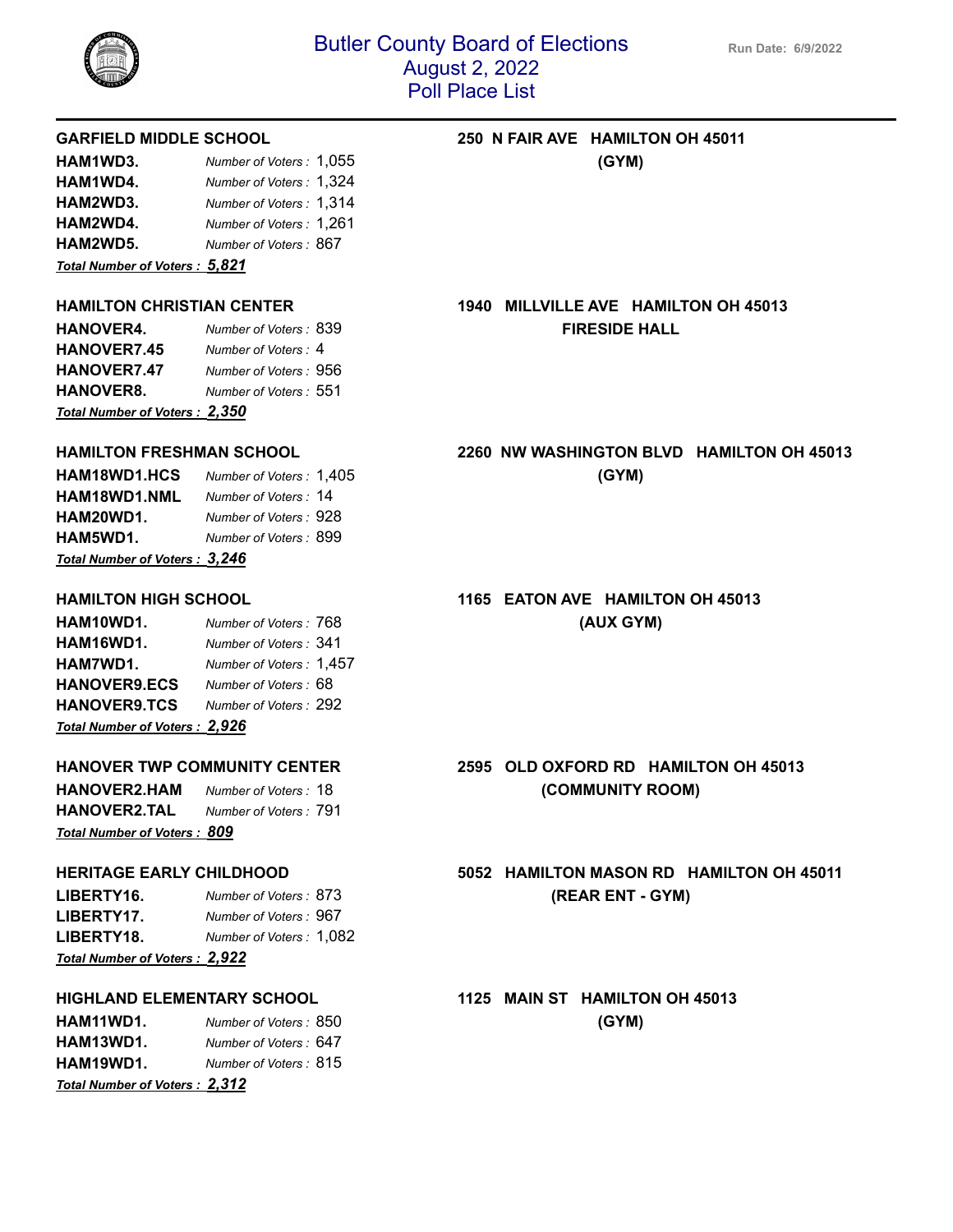# Butler County Board of Elections
## August 2, 2022
## Poll Place List

Run Date: 6/9/2022

### GARFIELD MIDDLE SCHOOL

250 N FAIR AVE HAMILTON OH 45011
(GYM)

| Precinct | Number of Voters |
|---|---|
| **HAM1WD3.** | 1,055 |
| **HAM1WD4.** | 1,324 |
| **HAM2WD3.** | 1,314 |
| **HAM2WD4.** | 1,261 |
| **HAM2WD5.** | 867 |

***Total Number of Voters : 5,821***

### HAMILTON CHRISTIAN CENTER

1940 MILLVILLE AVE HAMILTON OH 45013
FIRESIDE HALL

| Precinct | Number of Voters |
|---|---|
| **HANOVER4.** | 839 |
| **HANOVER7.45** | 4 |
| **HANOVER7.47** | 956 |
| **HANOVER8.** | 551 |

***Total Number of Voters : 2,350***

### HAMILTON FRESHMAN SCHOOL

2260 NW WASHINGTON BLVD HAMILTON OH 45013
(GYM)

| Precinct | Number of Voters |
|---|---|
| **HAM18WD1.HCS** | 1,405 |
| **HAM18WD1.NML** | 14 |
| **HAM20WD1.** | 928 |
| **HAM5WD1.** | 899 |

***Total Number of Voters : 3,246***

### HAMILTON HIGH SCHOOL

1165 EATON AVE HAMILTON OH 45013
(AUX GYM)

| Precinct | Number of Voters |
|---|---|
| **HAM10WD1.** | 768 |
| **HAM16WD1.** | 341 |
| **HAM7WD1.** | 1,457 |
| **HANOVER9.ECS** | 68 |
| **HANOVER9.TCS** | 292 |

***Total Number of Voters : 2,926***

### HANOVER TWP COMMUNITY CENTER

2595 OLD OXFORD RD HAMILTON OH 45013
(COMMUNITY ROOM)

| Precinct | Number of Voters |
|---|---|
| **HANOVER2.HAM** | 18 |
| **HANOVER2.TAL** | 791 |

***Total Number of Voters : 809***

### HERITAGE EARLY CHILDHOOD

5052 HAMILTON MASON RD HAMILTON OH 45011
(REAR ENT - GYM)

| Precinct | Number of Voters |
|---|---|
| **LIBERTY16.** | 873 |
| **LIBERTY17.** | 967 |
| **LIBERTY18.** | 1,082 |

***Total Number of Voters : 2,922***

### HIGHLAND ELEMENTARY SCHOOL

1125 MAIN ST HAMILTON OH 45013
(GYM)

| Precinct | Number of Voters |
|---|---|
| **HAM11WD1.** | 850 |
| **HAM13WD1.** | 647 |
| **HAM19WD1.** | 815 |

***Total Number of Voters : 2,312***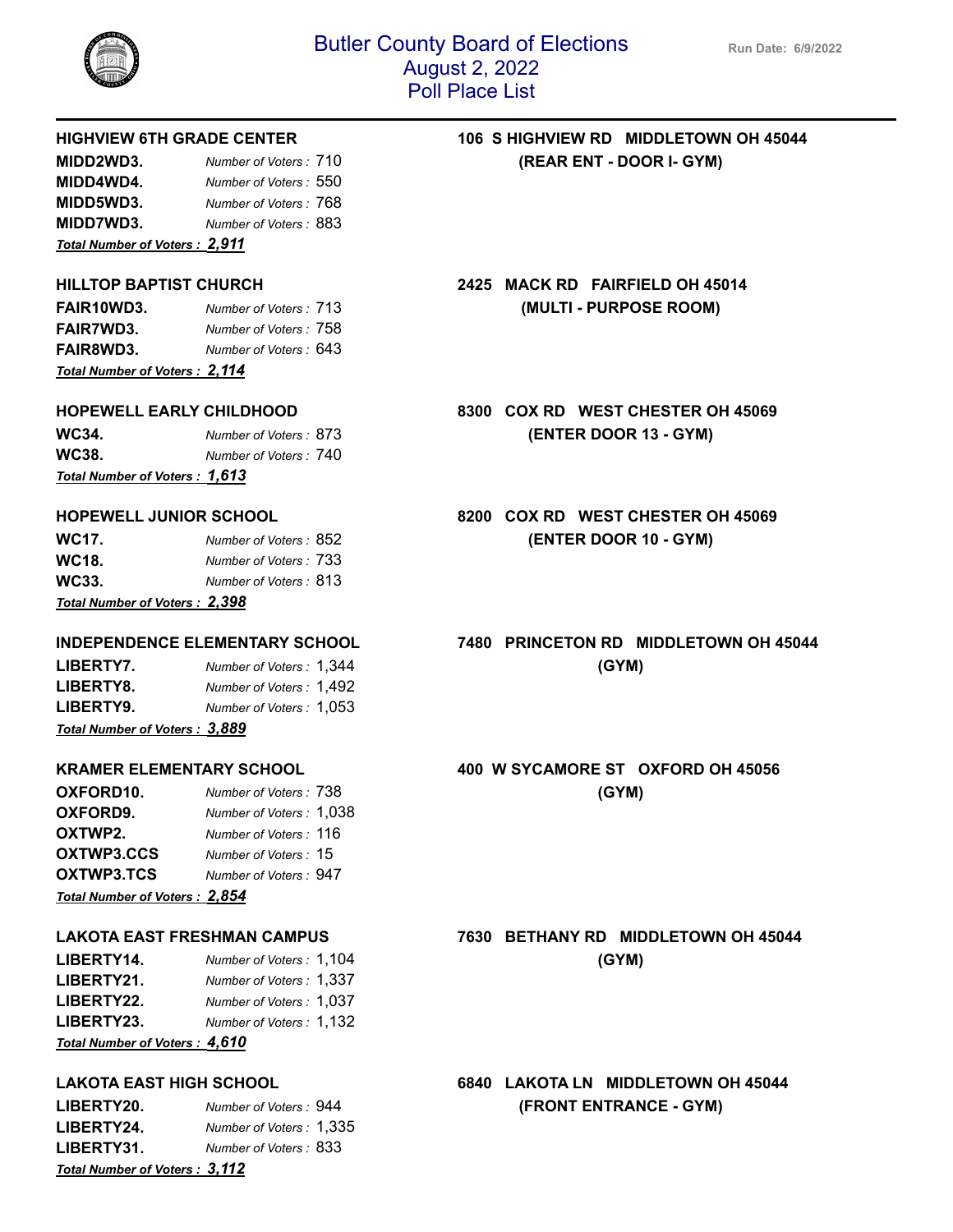# Butler County Board of Elections
## August 2, 2022
## Poll Place List

Run Date: 6/9/2022

---

**HIGHVIEW 6TH GRADE CENTER** — **106 S HIGHVIEW RD MIDDLETOWN OH 45044**
**(REAR ENT - DOOR I- GYM)**

| Precinct | Number of Voters |
|---|---|
| **MIDD2WD3.** | *Number of Voters :* 710 |
| **MIDD4WD4.** | *Number of Voters :* 550 |
| **MIDD5WD3.** | *Number of Voters :* 768 |
| **MIDD7WD3.** | *Number of Voters :* 883 |

***Total Number of Voters : 2,911***

**HILLTOP BAPTIST CHURCH** — **2425 MACK RD FAIRFIELD OH 45014**
**(MULTI - PURPOSE ROOM)**

| Precinct | Number of Voters |
|---|---|
| **FAIR10WD3.** | *Number of Voters :* 713 |
| **FAIR7WD3.** | *Number of Voters :* 758 |
| **FAIR8WD3.** | *Number of Voters :* 643 |

***Total Number of Voters : 2,114***

**HOPEWELL EARLY CHILDHOOD** — **8300 COX RD WEST CHESTER OH 45069**
**(ENTER DOOR 13 - GYM)**

| Precinct | Number of Voters |
|---|---|
| **WC34.** | *Number of Voters :* 873 |
| **WC38.** | *Number of Voters :* 740 |

***Total Number of Voters : 1,613***

**HOPEWELL JUNIOR SCHOOL** — **8200 COX RD WEST CHESTER OH 45069**
**(ENTER DOOR 10 - GYM)**

| Precinct | Number of Voters |
|---|---|
| **WC17.** | *Number of Voters :* 852 |
| **WC18.** | *Number of Voters :* 733 |
| **WC33.** | *Number of Voters :* 813 |

***Total Number of Voters : 2,398***

**INDEPENDENCE ELEMENTARY SCHOOL** — **7480 PRINCETON RD MIDDLETOWN OH 45044**
**(GYM)**

| Precinct | Number of Voters |
|---|---|
| **LIBERTY7.** | *Number of Voters :* 1,344 |
| **LIBERTY8.** | *Number of Voters :* 1,492 |
| **LIBERTY9.** | *Number of Voters :* 1,053 |

***Total Number of Voters : 3,889***

**KRAMER ELEMENTARY SCHOOL** — **400 W SYCAMORE ST OXFORD OH 45056**
**(GYM)**

| Precinct | Number of Voters |
|---|---|
| **OXFORD10.** | *Number of Voters :* 738 |
| **OXFORD9.** | *Number of Voters :* 1,038 |
| **OXTWP2.** | *Number of Voters :* 116 |
| **OXTWP3.CCS** | *Number of Voters :* 15 |
| **OXTWP3.TCS** | *Number of Voters :* 947 |

***Total Number of Voters : 2,854***

**LAKOTA EAST FRESHMAN CAMPUS** — **7630 BETHANY RD MIDDLETOWN OH 45044**
**(GYM)**

| Precinct | Number of Voters |
|---|---|
| **LIBERTY14.** | *Number of Voters :* 1,104 |
| **LIBERTY21.** | *Number of Voters :* 1,337 |
| **LIBERTY22.** | *Number of Voters :* 1,037 |
| **LIBERTY23.** | *Number of Voters :* 1,132 |

***Total Number of Voters : 4,610***

**LAKOTA EAST HIGH SCHOOL** — **6840 LAKOTA LN MIDDLETOWN OH 45044**
**(FRONT ENTRANCE - GYM)**

| Precinct | Number of Voters |
|---|---|
| **LIBERTY20.** | *Number of Voters :* 944 |
| **LIBERTY24.** | *Number of Voters :* 1,335 |
| **LIBERTY31.** | *Number of Voters :* 833 |

***Total Number of Voters : 3,112***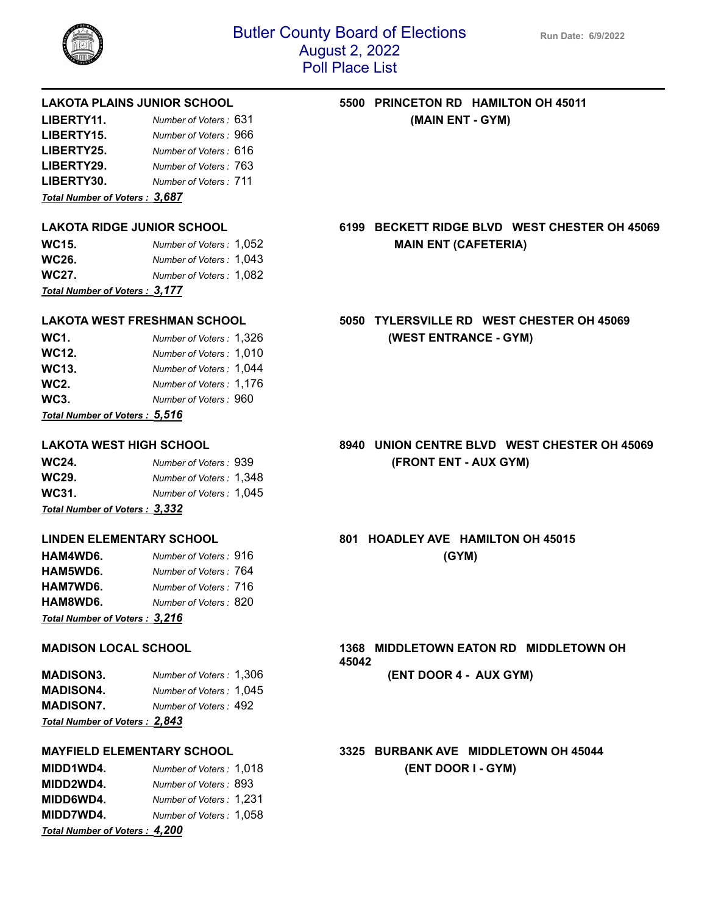# Butler County Board of Elections
## August 2, 2022
## Poll Place List

Run Date: 6/9/2022

---

**LAKOTA PLAINS JUNIOR SCHOOL** — **5500 PRINCETON RD HAMILTON OH 45011**
**(MAIN ENT - GYM)**

| Precinct | Number of Voters |
|---|---|
| **LIBERTY11.** | *Number of Voters :* 631 |
| **LIBERTY15.** | *Number of Voters :* 966 |
| **LIBERTY25.** | *Number of Voters :* 616 |
| **LIBERTY29.** | *Number of Voters :* 763 |
| **LIBERTY30.** | *Number of Voters :* 711 |

***Total Number of Voters : 3,687***

**LAKOTA RIDGE JUNIOR SCHOOL** — **6199 BECKETT RIDGE BLVD WEST CHESTER OH 45069**
**MAIN ENT (CAFETERIA)**

| Precinct | Number of Voters |
|---|---|
| **WC15.** | *Number of Voters :* 1,052 |
| **WC26.** | *Number of Voters :* 1,043 |
| **WC27.** | *Number of Voters :* 1,082 |

***Total Number of Voters : 3,177***

**LAKOTA WEST FRESHMAN SCHOOL** — **5050 TYLERSVILLE RD WEST CHESTER OH 45069**
**(WEST ENTRANCE - GYM)**

| Precinct | Number of Voters |
|---|---|
| **WC1.** | *Number of Voters :* 1,326 |
| **WC12.** | *Number of Voters :* 1,010 |
| **WC13.** | *Number of Voters :* 1,044 |
| **WC2.** | *Number of Voters :* 1,176 |
| **WC3.** | *Number of Voters :* 960 |

***Total Number of Voters : 5,516***

**LAKOTA WEST HIGH SCHOOL** — **8940 UNION CENTRE BLVD WEST CHESTER OH 45069**
**(FRONT ENT - AUX GYM)**

| Precinct | Number of Voters |
|---|---|
| **WC24.** | *Number of Voters :* 939 |
| **WC29.** | *Number of Voters :* 1,348 |
| **WC31.** | *Number of Voters :* 1,045 |

***Total Number of Voters : 3,332***

**LINDEN ELEMENTARY SCHOOL** — **801 HOADLEY AVE HAMILTON OH 45015**
**(GYM)**

| Precinct | Number of Voters |
|---|---|
| **HAM4WD6.** | *Number of Voters :* 916 |
| **HAM5WD6.** | *Number of Voters :* 764 |
| **HAM7WD6.** | *Number of Voters :* 716 |
| **HAM8WD6.** | *Number of Voters :* 820 |

***Total Number of Voters : 3,216***

**MADISON LOCAL SCHOOL** — **1368 MIDDLETOWN EATON RD MIDDLETOWN OH 45042**
**(ENT DOOR 4 - AUX GYM)**

| Precinct | Number of Voters |
|---|---|
| **MADISON3.** | *Number of Voters :* 1,306 |
| **MADISON4.** | *Number of Voters :* 1,045 |
| **MADISON7.** | *Number of Voters :* 492 |

***Total Number of Voters : 2,843***

**MAYFIELD ELEMENTARY SCHOOL** — **3325 BURBANK AVE MIDDLETOWN OH 45044**
**(ENT DOOR I - GYM)**

| Precinct | Number of Voters |
|---|---|
| **MIDD1WD4.** | *Number of Voters :* 1,018 |
| **MIDD2WD4.** | *Number of Voters :* 893 |
| **MIDD6WD4.** | *Number of Voters :* 1,231 |
| **MIDD7WD4.** | *Number of Voters :* 1,058 |

***Total Number of Voters : 4,200***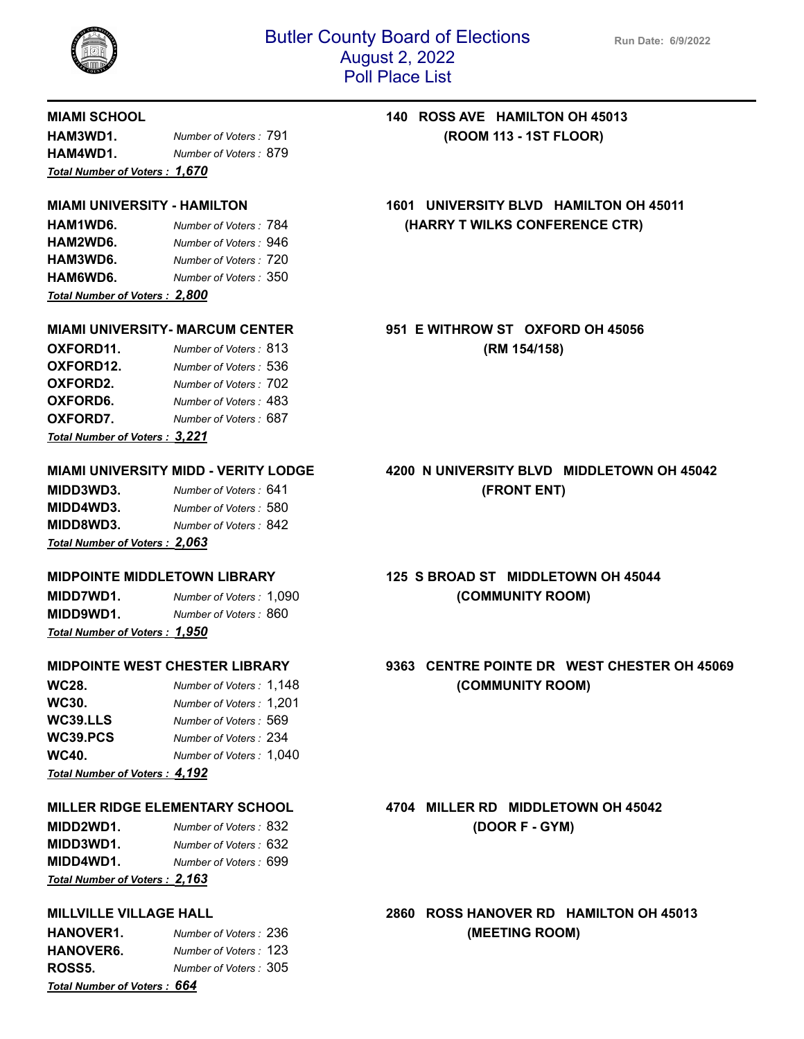# Butler County Board of Elections
## August 2, 2022
## Poll Place List

Run Date: 6/9/2022

**MIAMI SCHOOL** — **140 ROSS AVE HAMILTON OH 45013 (ROOM 113 - 1ST FLOOR)**

**HAM3WD1.** *Number of Voters :* 791
**HAM4WD1.** *Number of Voters :* 879
***Total Number of Voters : 1,670***

**MIAMI UNIVERSITY - HAMILTON** — **1601 UNIVERSITY BLVD HAMILTON OH 45011 (HARRY T WILKS CONFERENCE CTR)**

**HAM1WD6.** *Number of Voters :* 784
**HAM2WD6.** *Number of Voters :* 946
**HAM3WD6.** *Number of Voters :* 720
**HAM6WD6.** *Number of Voters :* 350
***Total Number of Voters : 2,800***

**MIAMI UNIVERSITY- MARCUM CENTER** — **951 E WITHROW ST OXFORD OH 45056 (RM 154/158)**

**OXFORD11.** *Number of Voters :* 813
**OXFORD12.** *Number of Voters :* 536
**OXFORD2.** *Number of Voters :* 702
**OXFORD6.** *Number of Voters :* 483
**OXFORD7.** *Number of Voters :* 687
***Total Number of Voters : 3,221***

**MIAMI UNIVERSITY MIDD - VERITY LODGE** — **4200 N UNIVERSITY BLVD MIDDLETOWN OH 45042 (FRONT ENT)**

**MIDD3WD3.** *Number of Voters :* 641
**MIDD4WD3.** *Number of Voters :* 580
**MIDD8WD3.** *Number of Voters :* 842
***Total Number of Voters : 2,063***

**MIDPOINTE MIDDLETOWN LIBRARY** — **125 S BROAD ST MIDDLETOWN OH 45044 (COMMUNITY ROOM)**

**MIDD7WD1.** *Number of Voters :* 1,090
**MIDD9WD1.** *Number of Voters :* 860
***Total Number of Voters : 1,950***

**MIDPOINTE WEST CHESTER LIBRARY** — **9363 CENTRE POINTE DR WEST CHESTER OH 45069 (COMMUNITY ROOM)**

**WC28.** *Number of Voters :* 1,148
**WC30.** *Number of Voters :* 1,201
**WC39.LLS** *Number of Voters :* 569
**WC39.PCS** *Number of Voters :* 234
**WC40.** *Number of Voters :* 1,040
***Total Number of Voters : 4,192***

**MILLER RIDGE ELEMENTARY SCHOOL** — **4704 MILLER RD MIDDLETOWN OH 45042 (DOOR F - GYM)**

**MIDD2WD1.** *Number of Voters :* 832
**MIDD3WD1.** *Number of Voters :* 632
**MIDD4WD1.** *Number of Voters :* 699
***Total Number of Voters : 2,163***

**MILLVILLE VILLAGE HALL** — **2860 ROSS HANOVER RD HAMILTON OH 45013 (MEETING ROOM)**

**HANOVER1.** *Number of Voters :* 236
**HANOVER6.** *Number of Voters :* 123
**ROSS5.** *Number of Voters :* 305
***Total Number of Voters : 664***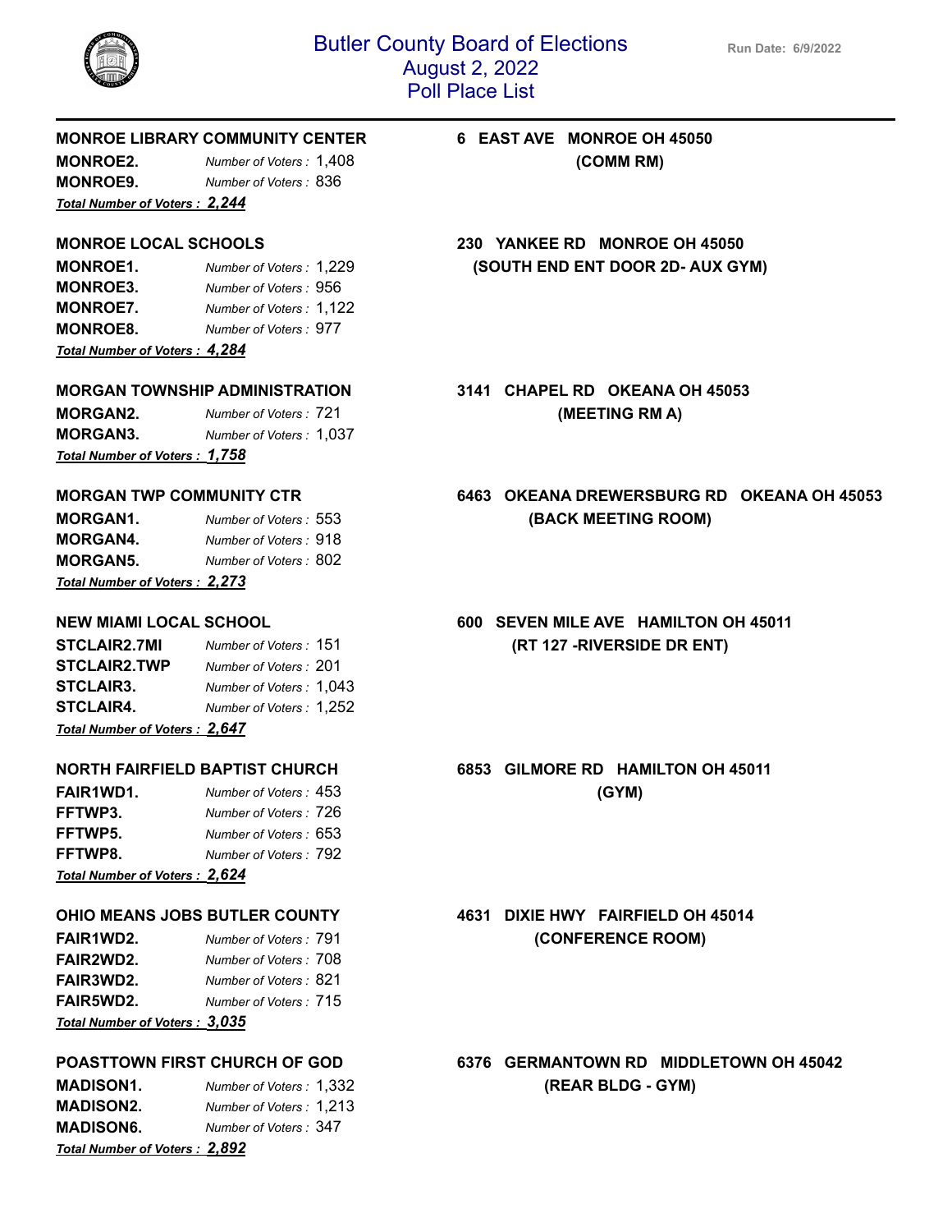# Butler County Board of Elections
## August 2, 2022
## Poll Place List

Run Date: 6/9/2022

**MONROE LIBRARY COMMUNITY CENTER** — **6 EAST AVE MONROE OH 45050 (COMM RM)**

| Precinct | Number of Voters |
|---|---|
| **MONROE2.** | 1,408 |
| **MONROE9.** | 836 |

***Total Number of Voters : 2,244***

**MONROE LOCAL SCHOOLS** — **230 YANKEE RD MONROE OH 45050 (SOUTH END ENT DOOR 2D- AUX GYM)**

| Precinct | Number of Voters |
|---|---|
| **MONROE1.** | 1,229 |
| **MONROE3.** | 956 |
| **MONROE7.** | 1,122 |
| **MONROE8.** | 977 |

***Total Number of Voters : 4,284***

**MORGAN TOWNSHIP ADMINISTRATION** — **3141 CHAPEL RD OKEANA OH 45053 (MEETING RM A)**

| Precinct | Number of Voters |
|---|---|
| **MORGAN2.** | 721 |
| **MORGAN3.** | 1,037 |

***Total Number of Voters : 1,758***

**MORGAN TWP COMMUNITY CTR** — **6463 OKEANA DREWERSBURG RD OKEANA OH 45053 (BACK MEETING ROOM)**

| Precinct | Number of Voters |
|---|---|
| **MORGAN1.** | 553 |
| **MORGAN4.** | 918 |
| **MORGAN5.** | 802 |

***Total Number of Voters : 2,273***

**NEW MIAMI LOCAL SCHOOL** — **600 SEVEN MILE AVE HAMILTON OH 45011 (RT 127 -RIVERSIDE DR ENT)**

| Precinct | Number of Voters |
|---|---|
| **STCLAIR2.7MI** | 151 |
| **STCLAIR2.TWP** | 201 |
| **STCLAIR3.** | 1,043 |
| **STCLAIR4.** | 1,252 |

***Total Number of Voters : 2,647***

**NORTH FAIRFIELD BAPTIST CHURCH** — **6853 GILMORE RD HAMILTON OH 45011 (GYM)**

| Precinct | Number of Voters |
|---|---|
| **FAIR1WD1.** | 453 |
| **FFTWP3.** | 726 |
| **FFTWP5.** | 653 |
| **FFTWP8.** | 792 |

***Total Number of Voters : 2,624***

**OHIO MEANS JOBS BUTLER COUNTY** — **4631 DIXIE HWY FAIRFIELD OH 45014 (CONFERENCE ROOM)**

| Precinct | Number of Voters |
|---|---|
| **FAIR1WD2.** | 791 |
| **FAIR2WD2.** | 708 |
| **FAIR3WD2.** | 821 |
| **FAIR5WD2.** | 715 |

***Total Number of Voters : 3,035***

**POASTTOWN FIRST CHURCH OF GOD** — **6376 GERMANTOWN RD MIDDLETOWN OH 45042 (REAR BLDG - GYM)**

| Precinct | Number of Voters |
|---|---|
| **MADISON1.** | 1,332 |
| **MADISON2.** | 1,213 |
| **MADISON6.** | 347 |

***Total Number of Voters : 2,892***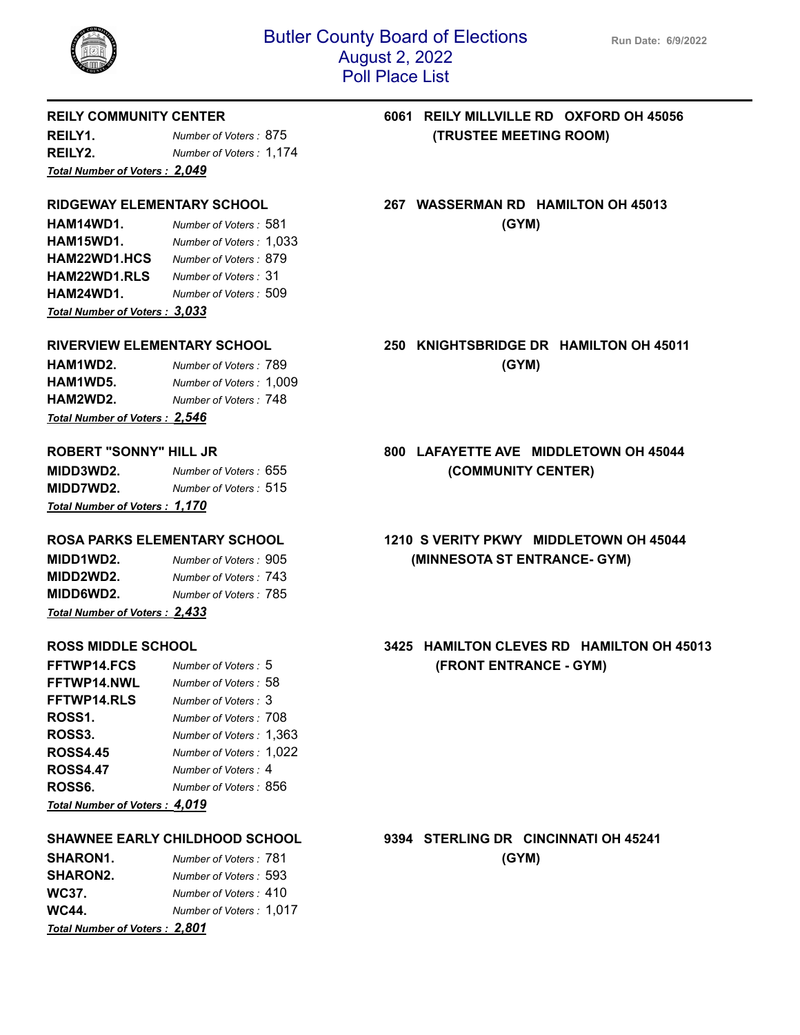# Butler County Board of Elections
## August 2, 2022
## Poll Place List

Run Date: 6/9/2022

**REILY COMMUNITY CENTER** — **6061 REILY MILLVILLE RD OXFORD OH 45056 (TRUSTEE MEETING ROOM)**

| Precinct | Number of Voters |
|---|---|
| **REILY1.** | 875 |
| **REILY2.** | 1,174 |
| ***Total Number of Voters :*** | ***2,049*** |

**RIDGEWAY ELEMENTARY SCHOOL** — **267 WASSERMAN RD HAMILTON OH 45013 (GYM)**

| Precinct | Number of Voters |
|---|---|
| **HAM14WD1.** | 581 |
| **HAM15WD1.** | 1,033 |
| **HAM22WD1.HCS** | 879 |
| **HAM22WD1.RLS** | 31 |
| **HAM24WD1.** | 509 |
| ***Total Number of Voters :*** | ***3,033*** |

**RIVERVIEW ELEMENTARY SCHOOL** — **250 KNIGHTSBRIDGE DR HAMILTON OH 45011 (GYM)**

| Precinct | Number of Voters |
|---|---|
| **HAM1WD2.** | 789 |
| **HAM1WD5.** | 1,009 |
| **HAM2WD2.** | 748 |
| ***Total Number of Voters :*** | ***2,546*** |

**ROBERT "SONNY" HILL JR** — **800 LAFAYETTE AVE MIDDLETOWN OH 45044 (COMMUNITY CENTER)**

| Precinct | Number of Voters |
|---|---|
| **MIDD3WD2.** | 655 |
| **MIDD7WD2.** | 515 |
| ***Total Number of Voters :*** | ***1,170*** |

**ROSA PARKS ELEMENTARY SCHOOL** — **1210 S VERITY PKWY MIDDLETOWN OH 45044 (MINNESOTA ST ENTRANCE- GYM)**

| Precinct | Number of Voters |
|---|---|
| **MIDD1WD2.** | 905 |
| **MIDD2WD2.** | 743 |
| **MIDD6WD2.** | 785 |
| ***Total Number of Voters :*** | ***2,433*** |

**ROSS MIDDLE SCHOOL** — **3425 HAMILTON CLEVES RD HAMILTON OH 45013 (FRONT ENTRANCE - GYM)**

| Precinct | Number of Voters |
|---|---|
| **FFTWP14.FCS** | 5 |
| **FFTWP14.NWL** | 58 |
| **FFTWP14.RLS** | 3 |
| **ROSS1.** | 708 |
| **ROSS3.** | 1,363 |
| **ROSS4.45** | 1,022 |
| **ROSS4.47** | 4 |
| **ROSS6.** | 856 |
| ***Total Number of Voters :*** | ***4,019*** |

**SHAWNEE EARLY CHILDHOOD SCHOOL** — **9394 STERLING DR CINCINNATI OH 45241 (GYM)**

| Precinct | Number of Voters |
|---|---|
| **SHARON1.** | 781 |
| **SHARON2.** | 593 |
| **WC37.** | 410 |
| **WC44.** | 1,017 |
| ***Total Number of Voters :*** | ***2,801*** |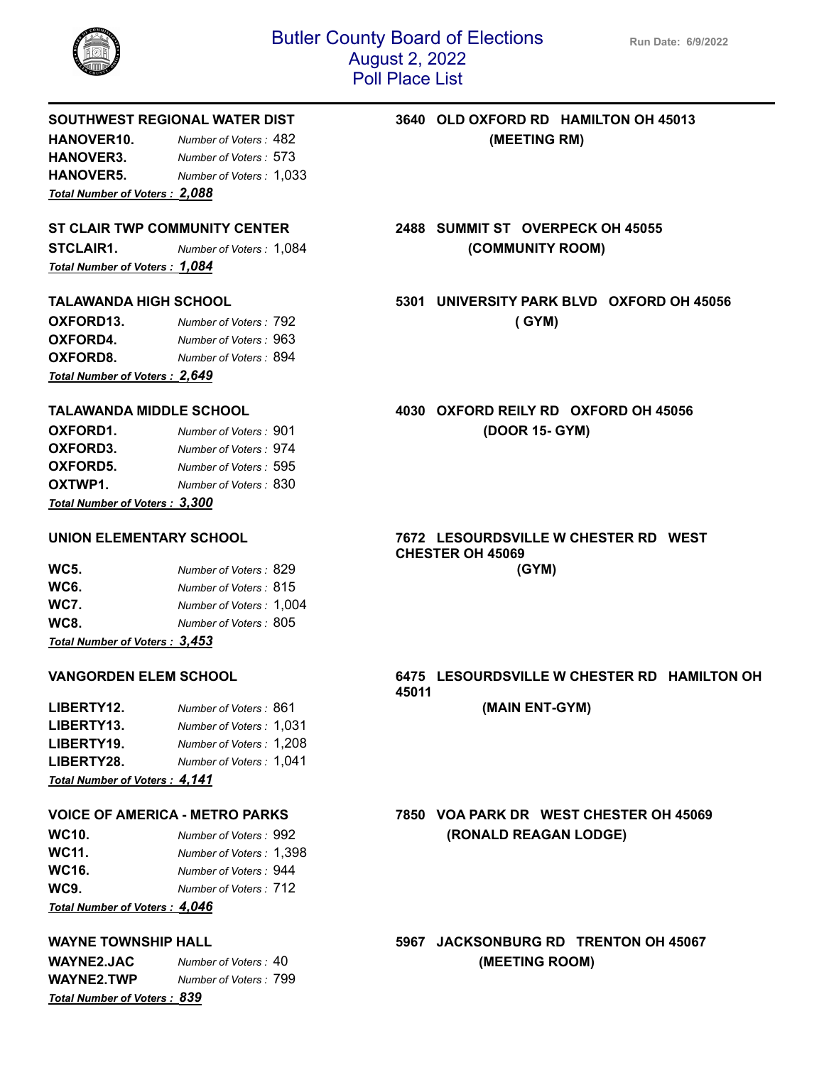# Butler County Board of Elections
## August 2, 2022
## Poll Place List

Run Date: 6/9/2022

---

**SOUTHWEST REGIONAL WATER DIST** — **3640 OLD OXFORD RD HAMILTON OH 45013** **(MEETING RM)**

| Precinct | Number of Voters |
|---|---|
| **HANOVER10.** | *Number of Voters :* 482 |
| **HANOVER3.** | *Number of Voters :* 573 |
| **HANOVER5.** | *Number of Voters :* 1,033 |

***Total Number of Voters : 2,088***

**ST CLAIR TWP COMMUNITY CENTER** — **2488 SUMMIT ST OVERPECK OH 45055** **(COMMUNITY ROOM)**

| Precinct | Number of Voters |
|---|---|
| **STCLAIR1.** | *Number of Voters :* 1,084 |

***Total Number of Voters : 1,084***

**TALAWANDA HIGH SCHOOL** — **5301 UNIVERSITY PARK BLVD OXFORD OH 45056** **( GYM)**

| Precinct | Number of Voters |
|---|---|
| **OXFORD13.** | *Number of Voters :* 792 |
| **OXFORD4.** | *Number of Voters :* 963 |
| **OXFORD8.** | *Number of Voters :* 894 |

***Total Number of Voters : 2,649***

**TALAWANDA MIDDLE SCHOOL** — **4030 OXFORD REILY RD OXFORD OH 45056** **(DOOR 15- GYM)**

| Precinct | Number of Voters |
|---|---|
| **OXFORD1.** | *Number of Voters :* 901 |
| **OXFORD3.** | *Number of Voters :* 974 |
| **OXFORD5.** | *Number of Voters :* 595 |
| **OXTWP1.** | *Number of Voters :* 830 |

***Total Number of Voters : 3,300***

**UNION ELEMENTARY SCHOOL** — **7672 LESOURDSVILLE W CHESTER RD WEST CHESTER OH 45069** **(GYM)**

| Precinct | Number of Voters |
|---|---|
| **WC5.** | *Number of Voters :* 829 |
| **WC6.** | *Number of Voters :* 815 |
| **WC7.** | *Number of Voters :* 1,004 |
| **WC8.** | *Number of Voters :* 805 |

***Total Number of Voters : 3,453***

**VANGORDEN ELEM SCHOOL** — **6475 LESOURDSVILLE W CHESTER RD HAMILTON OH 45011** **(MAIN ENT-GYM)**

| Precinct | Number of Voters |
|---|---|
| **LIBERTY12.** | *Number of Voters :* 861 |
| **LIBERTY13.** | *Number of Voters :* 1,031 |
| **LIBERTY19.** | *Number of Voters :* 1,208 |
| **LIBERTY28.** | *Number of Voters :* 1,041 |

***Total Number of Voters : 4,141***

**VOICE OF AMERICA - METRO PARKS** — **7850 VOA PARK DR WEST CHESTER OH 45069** **(RONALD REAGAN LODGE)**

| Precinct | Number of Voters |
|---|---|
| **WC10.** | *Number of Voters :* 992 |
| **WC11.** | *Number of Voters :* 1,398 |
| **WC16.** | *Number of Voters :* 944 |
| **WC9.** | *Number of Voters :* 712 |

***Total Number of Voters : 4,046***

**WAYNE TOWNSHIP HALL** — **5967 JACKSONBURG RD TRENTON OH 45067** **(MEETING ROOM)**

| Precinct | Number of Voters |
|---|---|
| **WAYNE2.JAC** | *Number of Voters :* 40 |
| **WAYNE2.TWP** | *Number of Voters :* 799 |

***Total Number of Voters : 839***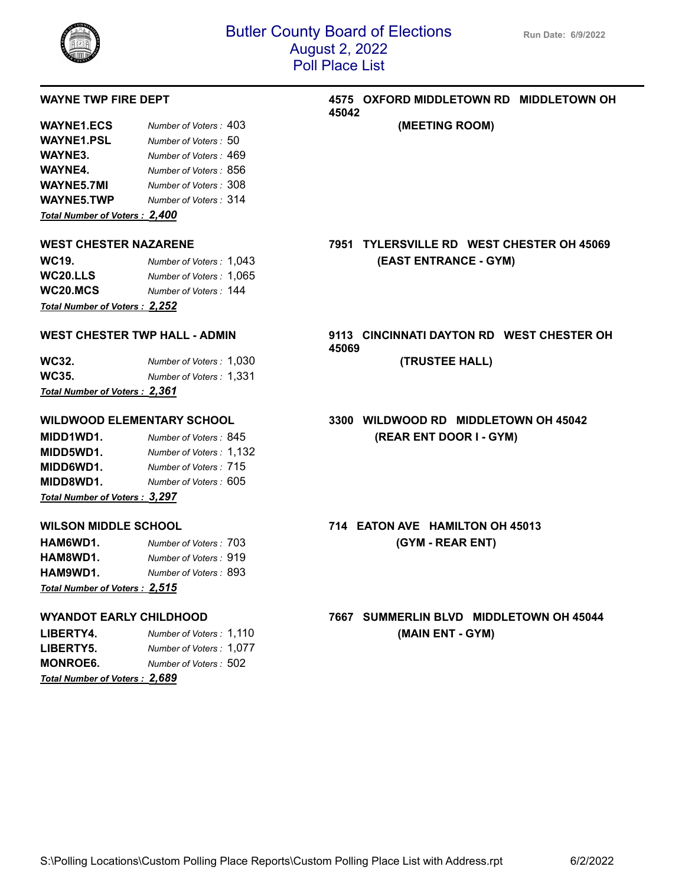# Butler County Board of Elections
## August 2, 2022
## Poll Place List

Run Date: 6/9/2022

**WAYNE TWP FIRE DEPT**

**4575 OXFORD MIDDLETOWN RD MIDDLETOWN OH 45042**
**(MEETING ROOM)**

| | |
|---|---|
| **WAYNE1.ECS** | *Number of Voters :* 403 |
| **WAYNE1.PSL** | *Number of Voters :* 50 |
| **WAYNE3.** | *Number of Voters :* 469 |
| **WAYNE4.** | *Number of Voters :* 856 |
| **WAYNE5.7MI** | *Number of Voters :* 308 |
| **WAYNE5.TWP** | *Number of Voters :* 314 |

***Total Number of Voters : 2,400***

**WEST CHESTER NAZARENE**

**7951 TYLERSVILLE RD WEST CHESTER OH 45069**
**(EAST ENTRANCE - GYM)**

| | |
|---|---|
| **WC19.** | *Number of Voters :* 1,043 |
| **WC20.LLS** | *Number of Voters :* 1,065 |
| **WC20.MCS** | *Number of Voters :* 144 |

***Total Number of Voters : 2,252***

**WEST CHESTER TWP HALL - ADMIN**

**9113 CINCINNATI DAYTON RD WEST CHESTER OH 45069**
**(TRUSTEE HALL)**

| | |
|---|---|
| **WC32.** | *Number of Voters :* 1,030 |
| **WC35.** | *Number of Voters :* 1,331 |

***Total Number of Voters : 2,361***

**WILDWOOD ELEMENTARY SCHOOL**

**3300 WILDWOOD RD MIDDLETOWN OH 45042**
**(REAR ENT DOOR I - GYM)**

| | |
|---|---|
| **MIDD1WD1.** | *Number of Voters :* 845 |
| **MIDD5WD1.** | *Number of Voters :* 1,132 |
| **MIDD6WD1.** | *Number of Voters :* 715 |
| **MIDD8WD1.** | *Number of Voters :* 605 |

***Total Number of Voters : 3,297***

**WILSON MIDDLE SCHOOL**

**714 EATON AVE HAMILTON OH 45013**
**(GYM - REAR ENT)**

| | |
|---|---|
| **HAM6WD1.** | *Number of Voters :* 703 |
| **HAM8WD1.** | *Number of Voters :* 919 |
| **HAM9WD1.** | *Number of Voters :* 893 |

***Total Number of Voters : 2,515***

**WYANDOT EARLY CHILDHOOD**

**7667 SUMMERLIN BLVD MIDDLETOWN OH 45044**
**(MAIN ENT - GYM)**

| | |
|---|---|
| **LIBERTY4.** | *Number of Voters :* 1,110 |
| **LIBERTY5.** | *Number of Voters :* 1,077 |
| **MONROE6.** | *Number of Voters :* 502 |

***Total Number of Voters : 2,689***